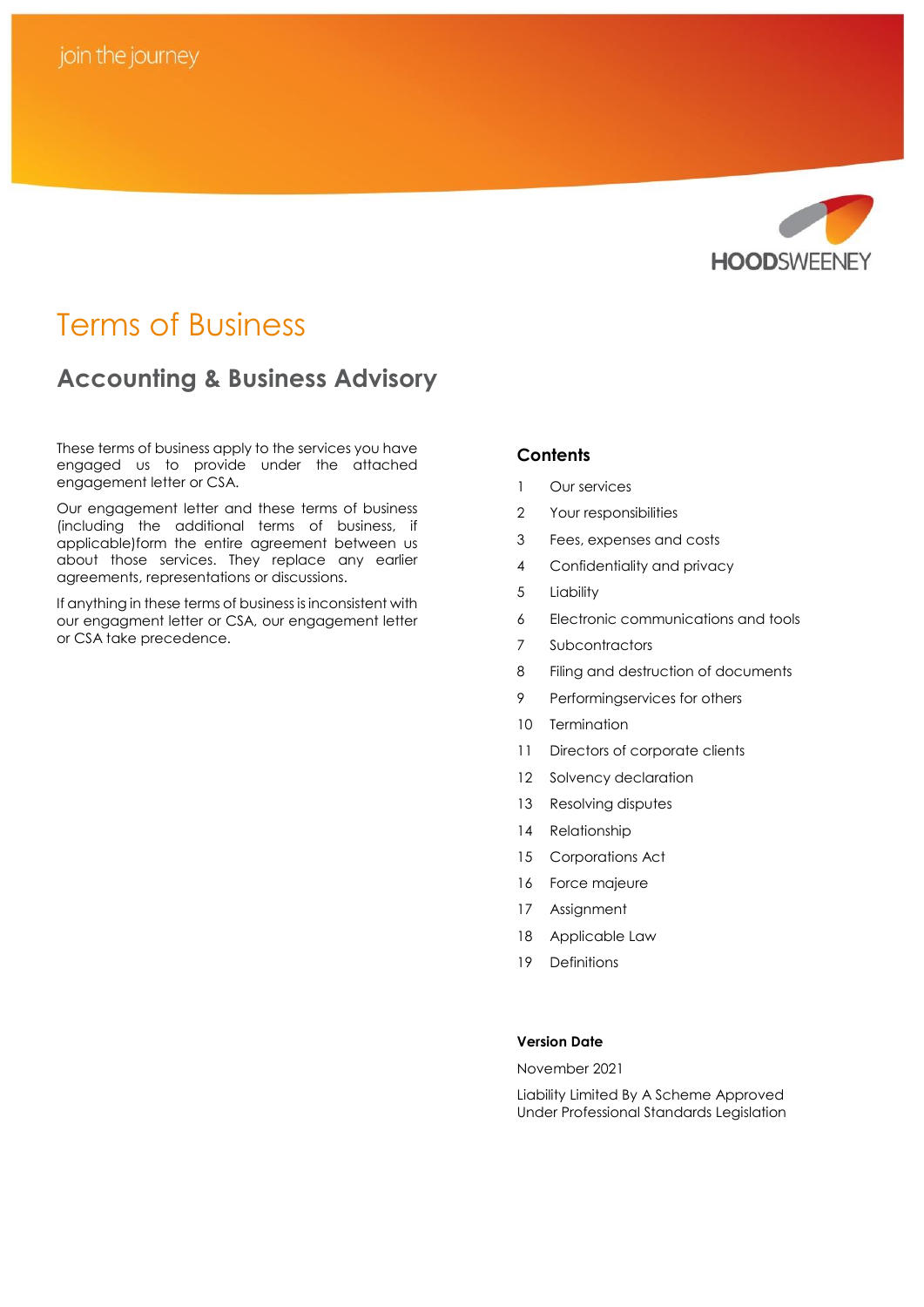join the journey

HOODSWEENEY

# Terms of Business

## Accounting & Business Advisory

These terms of business apply to the services you have engaged us to provide under the attached engagement letter or CSA.

Our engagement letter and these terms of business (including the additional terms of business, if applicable)form the entire agreement between us about those services. They replace any earlier agreements, representations or discussions.

If anything in these terms of business is inconsistent with our engagment letter or CSA, our engagement letter or CSA take precedence.

### Contents

1 Our services
2 Your responsibilities
3 Fees, expenses and costs
4 Confidentiality and privacy
5 Liability
6 Electronic communications and tools
7 Subcontractors
8 Filing and destruction of documents
9 Performingservices for others
10 Termination
11 Directors of corporate clients
12 Solvency declaration
13 Resolving disputes
14 Relationship
15 Corporations Act
16 Force majeure
17 Assignment
18 Applicable Law
19 Definitions

**Version Date**

November 2021

Liability Limited By A Scheme Approved Under Professional Standards Legislation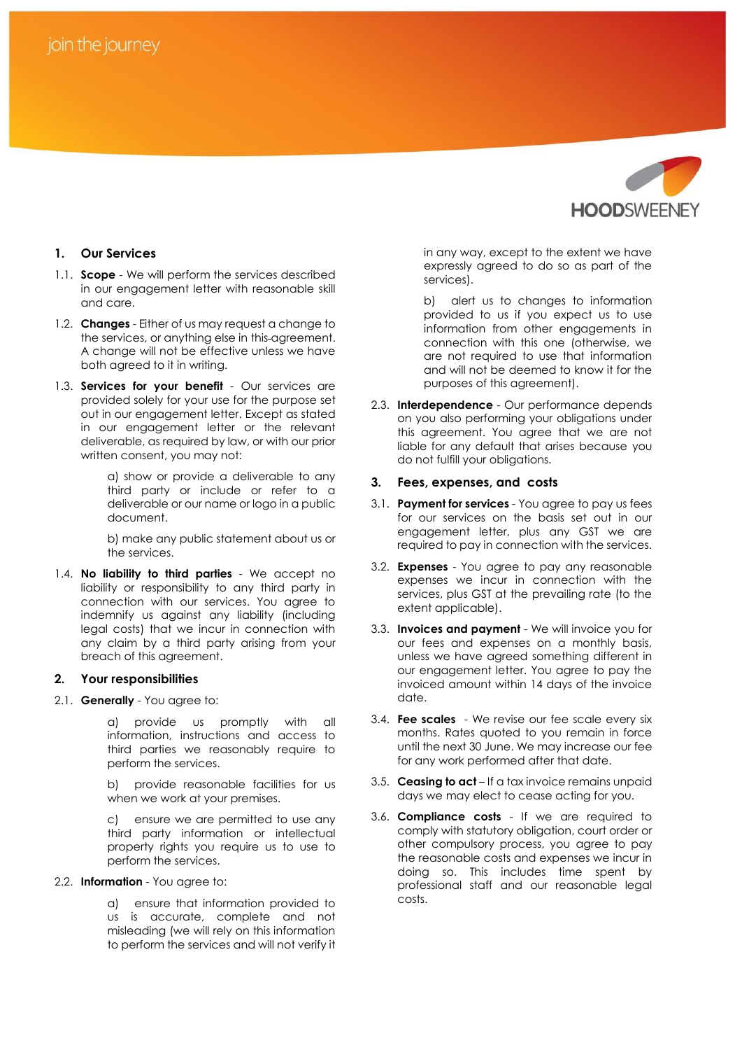## 1. Our Services

1.1. **Scope** - We will perform the services described in our engagement letter with reasonable skill and care.

1.2. **Changes** - Either of us may request a change to the services, or anything else in this agreement. A change will not be effective unless we have both agreed to it in writing.

1.3. **Services for your benefit** - Our services are provided solely for your use for the purpose set out in our engagement letter. Except as stated in our engagement letter or the relevant deliverable, as required by law, or with our prior written consent, you may not:

a) show or provide a deliverable to any third party or include or refer to a deliverable or our name or logo in a public document.

b) make any public statement about us or the services.

1.4. **No liability to third parties** - We accept no liability or responsibility to any third party in connection with our services. You agree to indemnify us against any liability (including legal costs) that we incur in connection with any claim by a third party arising from your breach of this agreement.

## 2. Your responsibilities

2.1. **Generally** - You agree to:

a) provide us promptly with all information, instructions and access to third parties we reasonably require to perform the services.

b) provide reasonable facilities for us when we work at your premises.

c) ensure we are permitted to use any third party information or intellectual property rights you require us to use to perform the services.

2.2. **Information** - You agree to:

a) ensure that information provided to us is accurate, complete and not misleading (we will rely on this information to perform the services and will not verify it in any way, except to the extent we have expressly agreed to do so as part of the services).

b) alert us to changes to information provided to us if you expect us to use information from other engagements in connection with this one (otherwise, we are not required to use that information and will not be deemed to know it for the purposes of this agreement).

2.3. **Interdependence** - Our performance depends on you also performing your obligations under this agreement. You agree that we are not liable for any default that arises because you do not fulfill your obligations.

## 3. Fees, expenses, and costs

3.1. **Payment for services** - You agree to pay us fees for our services on the basis set out in our engagement letter, plus any GST we are required to pay in connection with the services.

3.2. **Expenses** - You agree to pay any reasonable expenses we incur in connection with the services, plus GST at the prevailing rate (to the extent applicable).

3.3. **Invoices and payment** - We will invoice you for our fees and expenses on a monthly basis, unless we have agreed something different in our engagement letter. You agree to pay the invoiced amount within 14 days of the invoice date.

3.4. **Fee scales** - We revise our fee scale every six months. Rates quoted to you remain in force until the next 30 June. We may increase our fee for any work performed after that date.

3.5. **Ceasing to act** – If a tax invoice remains unpaid days we may elect to cease acting for you.

3.6. **Compliance costs** - If we are required to comply with statutory obligation, court order or other compulsory process, you agree to pay the reasonable costs and expenses we incur in doing so. This includes time spent by professional staff and our reasonable legal costs.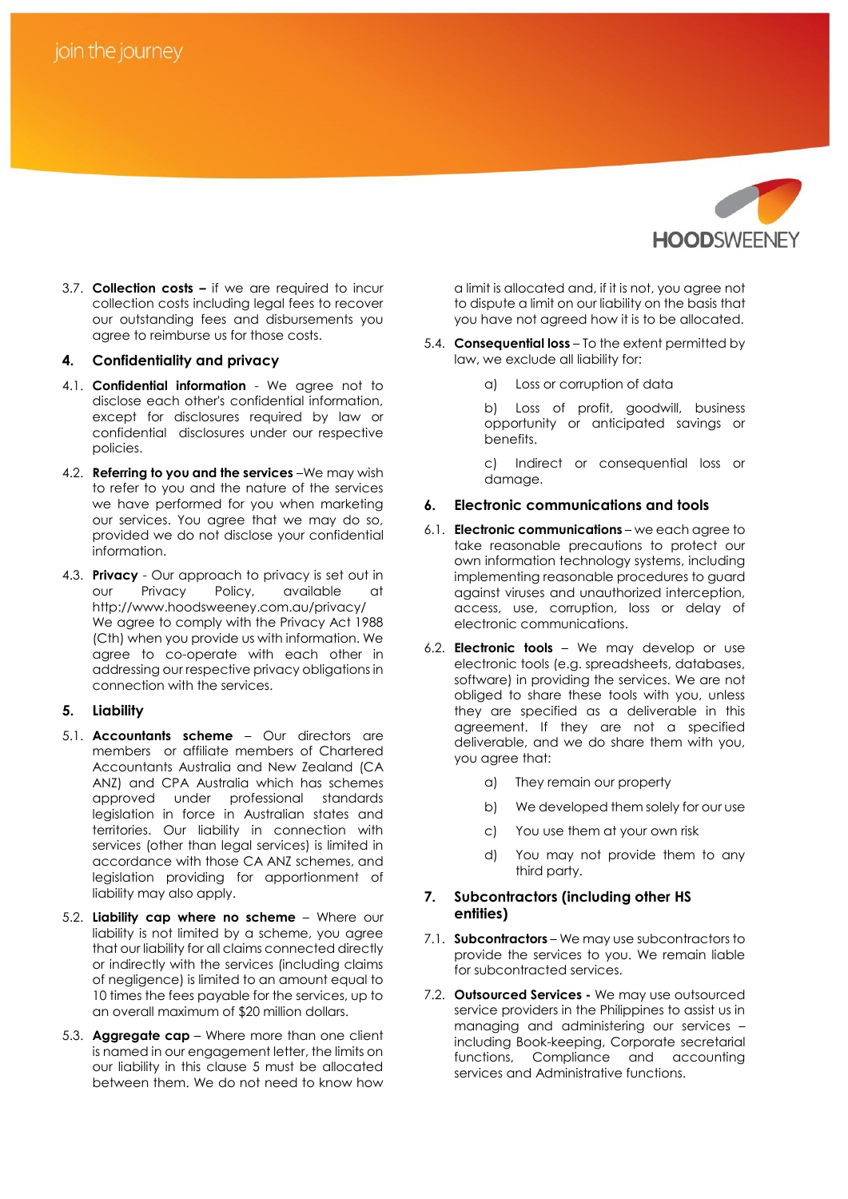3.7. **Collection costs –** if we are required to incur collection costs including legal fees to recover our outstanding fees and disbursements you agree to reimburse us for those costs.

## 4. Confidentiality and privacy

4.1. **Confidential information** - We agree not to disclose each other's confidential information, except for disclosures required by law or confidential disclosures under our respective policies.

4.2. **Referring to you and the services** –We may wish to refer to you and the nature of the services we have performed for you when marketing our services. You agree that we may do so, provided we do not disclose your confidential information.

4.3. **Privacy** - Our approach to privacy is set out in our Privacy Policy, available at http://www.hoodsweeney.com.au/privacy/ We agree to comply with the Privacy Act 1988 (Cth) when you provide us with information. We agree to co-operate with each other in addressing our respective privacy obligations in connection with the services.

## 5. Liability

5.1. **Accountants scheme** – Our directors are members or affiliate members of Chartered Accountants Australia and New Zealand (CA ANZ) and CPA Australia which has schemes approved under professional standards legislation in force in Australian states and territories. Our liability in connection with services (other than legal services) is limited in accordance with those CA ANZ schemes, and legislation providing for apportionment of liability may also apply.

5.2. **Liability cap where no scheme** – Where our liability is not limited by a scheme, you agree that our liability for all claims connected directly or indirectly with the services (including claims of negligence) is limited to an amount equal to 10 times the fees payable for the services, up to an overall maximum of $20 million dollars.

5.3. **Aggregate cap** – Where more than one client is named in our engagement letter, the limits on our liability in this clause 5 must be allocated between them. We do not need to know how a limit is allocated and, if it is not, you agree not to dispute a limit on our liability on the basis that you have not agreed how it is to be allocated.

5.4. **Consequential loss** – To the extent permitted by law, we exclude all liability for:

a) Loss or corruption of data

b) Loss of profit, goodwill, business opportunity or anticipated savings or benefits.

c) Indirect or consequential loss or damage.

## 6. Electronic communications and tools

6.1. **Electronic communications** – we each agree to take reasonable precautions to protect our own information technology systems, including implementing reasonable procedures to guard against viruses and unauthorized interception, access, use, corruption, loss or delay of electronic communications.

6.2. **Electronic tools** – We may develop or use electronic tools (e.g. spreadsheets, databases, software) in providing the services. We are not obliged to share these tools with you, unless they are specified as a deliverable in this agreement. If they are not a specified deliverable, and we do share them with you, you agree that:

a) They remain our property

b) We developed them solely for our use

c) You use them at your own risk

d) You may not provide them to any third party.

## 7. Subcontractors (including other HS entities)

7.1. **Subcontractors** – We may use subcontractors to provide the services to you. We remain liable for subcontracted services.

7.2. **Outsourced Services -** We may use outsourced service providers in the Philippines to assist us in managing and administering our services – including Book-keeping, Corporate secretarial functions, Compliance and accounting services and Administrative functions.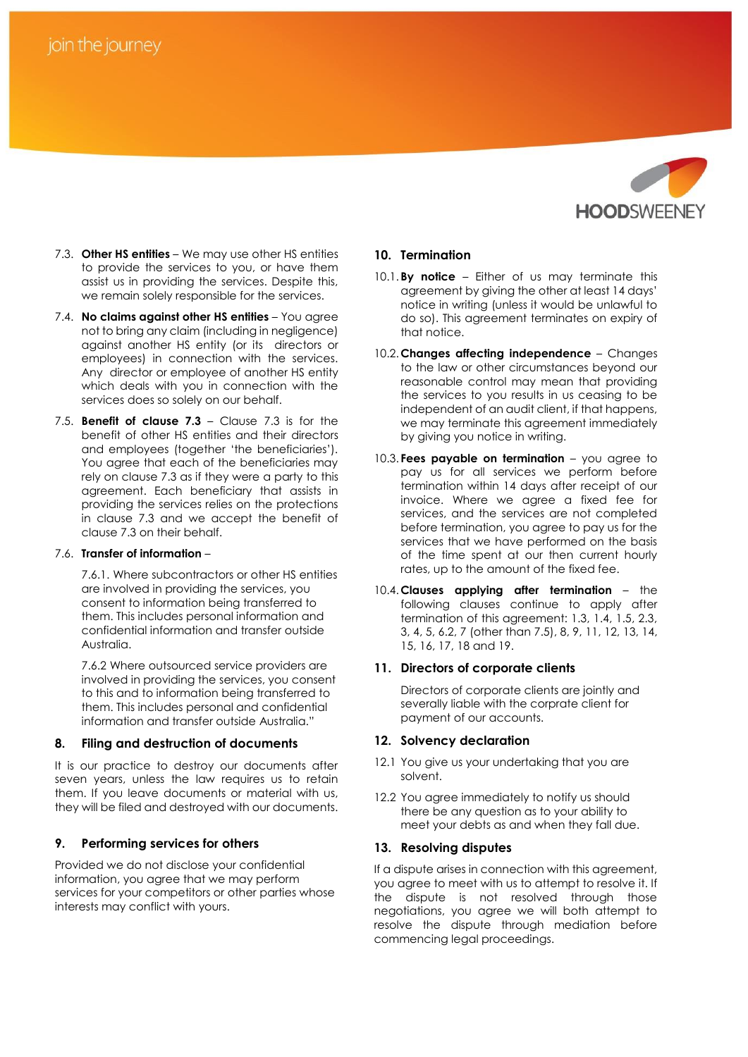7.3. **Other HS entities** – We may use other HS entities to provide the services to you, or have them assist us in providing the services. Despite this, we remain solely responsible for the services.

7.4. **No claims against other HS entities** – You agree not to bring any claim (including in negligence) against another HS entity (or its directors or employees) in connection with the services. Any director or employee of another HS entity which deals with you in connection with the services does so solely on our behalf.

7.5. **Benefit of clause 7.3** – Clause 7.3 is for the benefit of other HS entities and their directors and employees (together 'the beneficiaries'). You agree that each of the beneficiaries may rely on clause 7.3 as if they were a party to this agreement. Each beneficiary that assists in providing the services relies on the protections in clause 7.3 and we accept the benefit of clause 7.3 on their behalf.

7.6. **Transfer of information** –

7.6.1. Where subcontractors or other HS entities are involved in providing the services, you consent to information being transferred to them. This includes personal information and confidential information and transfer outside Australia.

7.6.2 Where outsourced service providers are involved in providing the services, you consent to this and to information being transferred to them. This includes personal and confidential information and transfer outside Australia."

## 8. Filing and destruction of documents

It is our practice to destroy our documents after seven years, unless the law requires us to retain them. If you leave documents or material with us, they will be filed and destroyed with our documents.

## 9. Performing services for others

Provided we do not disclose your confidential information, you agree that we may perform services for your competitors or other parties whose interests may conflict with yours.

## 10. Termination

10.1. **By notice** – Either of us may terminate this agreement by giving the other at least 14 days' notice in writing (unless it would be unlawful to do so). This agreement terminates on expiry of that notice.

10.2. **Changes affecting independence** – Changes to the law or other circumstances beyond our reasonable control may mean that providing the services to you results in us ceasing to be independent of an audit client, if that happens, we may terminate this agreement immediately by giving you notice in writing.

10.3. **Fees payable on termination** – you agree to pay us for all services we perform before termination within 14 days after receipt of our invoice. Where we agree a fixed fee for services, and the services are not completed before termination, you agree to pay us for the services that we have performed on the basis of the time spent at our then current hourly rates, up to the amount of the fixed fee.

10.4. **Clauses applying after termination** – the following clauses continue to apply after termination of this agreement: 1.3, 1.4, 1.5, 2.3, 3, 4, 5, 6.2, 7 (other than 7.5), 8, 9, 11, 12, 13, 14, 15, 16, 17, 18 and 19.

## 11. Directors of corporate clients

Directors of corporate clients are jointly and severally liable with the corprate client for payment of our accounts.

## 12. Solvency declaration

12.1 You give us your undertaking that you are solvent.

12.2 You agree immediately to notify us should there be any question as to your ability to meet your debts as and when they fall due.

## 13. Resolving disputes

If a dispute arises in connection with this agreement, you agree to meet with us to attempt to resolve it. If the dispute is not resolved through those negotiations, you agree we will both attempt to resolve the dispute through mediation before commencing legal proceedings.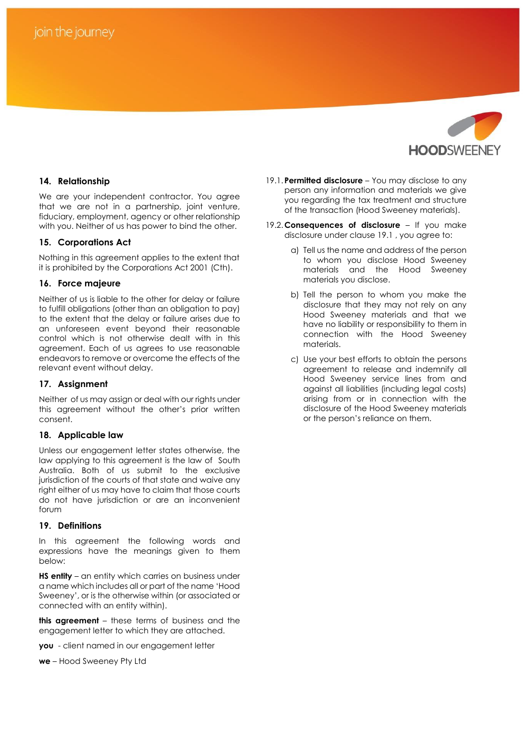## 14. Relationship

We are your independent contractor. You agree that we are not in a partnership, joint venture, fiduciary, employment, agency or other relationship with you. Neither of us has power to bind the other.

## 15. Corporations Act

Nothing in this agreement applies to the extent that it is prohibited by the Corporations Act 2001 (Cth).

## 16. Force majeure

Neither of us is liable to the other for delay or failure to fulfill obligations (other than an obligation to pay) to the extent that the delay or failure arises due to an unforeseen event beyond their reasonable control which is not otherwise dealt with in this agreement. Each of us agrees to use reasonable endeavors to remove or overcome the effects of the relevant event without delay.

## 17. Assignment

Neither of us may assign or deal with our rights under this agreement without the other's prior written consent.

## 18. Applicable law

Unless our engagement letter states otherwise, the law applying to this agreement is the law of South Australia. Both of us submit to the exclusive jurisdiction of the courts of that state and waive any right either of us may have to claim that those courts do not have jurisdiction or are an inconvenient forum

## 19. Definitions

In this agreement the following words and expressions have the meanings given to them below:

**HS entity** – an entity which carries on business under a name which includes all or part of the name 'Hood Sweeney', or is the otherwise within (or associated or connected with an entity within).

**this agreement** – these terms of business and the engagement letter to which they are attached.

**you** - client named in our engagement letter

**we** – Hood Sweeney Pty Ltd

19.1. **Permitted disclosure** – You may disclose to any person any information and materials we give you regarding the tax treatment and structure of the transaction (Hood Sweeney materials).

19.2. **Consequences of disclosure** – If you make disclosure under clause 19.1 , you agree to:

a) Tell us the name and address of the person to whom you disclose Hood Sweeney materials and the Hood Sweeney materials you disclose.

b) Tell the person to whom you make the disclosure that they may not rely on any Hood Sweeney materials and that we have no liability or responsibility to them in connection with the Hood Sweeney materials.

c) Use your best efforts to obtain the persons agreement to release and indemnify all Hood Sweeney service lines from and against all liabilities (including legal costs) arising from or in connection with the disclosure of the Hood Sweeney materials or the person's reliance on them.